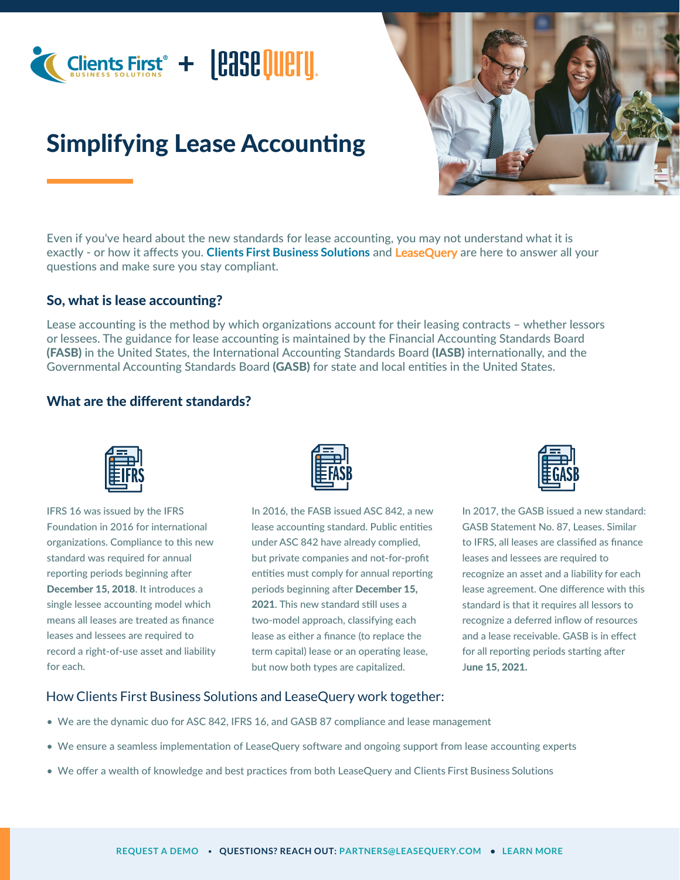Clients First® Business Solutions + LeaseQuery

# Simplifying Lease Accounting

Even if you've heard about the new standards for lease accounting, you may not understand what it is exactly - or how it affects you. **Clients First Business Solutions** and **LeaseQuery** are here to answer all your questions and make sure you stay compliant.

## So, what is lease accounting?

Lease accounting is the method by which organizations account for their leasing contracts – whether lessors or lessees. The guidance for lease accounting is maintained by the Financial Accounting Standards Board **(FASB)** in the United States, the International Accounting Standards Board **(IASB)** internationally, and the Governmental Accounting Standards Board **(GASB)** for state and local entities in the United States.

## What are the different standards?

**IFRS**

IFRS 16 was issued by the IFRS Foundation in 2016 for international organizations. Compliance to this new standard was required for annual reporting periods beginning after **December 15, 2018**. It introduces a single lessee accounting model which means all leases are treated as finance leases and lessees are required to record a right-of-use asset and liability for each.

**FASB**

In 2016, the FASB issued ASC 842, a new lease accounting standard. Public entities under ASC 842 have already complied, but private companies and not-for-profit entities must comply for annual reporting periods beginning after **December 15, 2021**. This new standard still uses a two-model approach, classifying each lease as either a finance (to replace the term capital) lease or an operating lease, but now both types are capitalized.

**GASB**

In 2017, the GASB issued a new standard: GASB Statement No. 87, Leases. Similar to IFRS, all leases are classified as finance leases and lessees are required to recognize an asset and a liability for each lease agreement. One difference with this standard is that it requires all lessors to recognize a deferred inflow of resources and a lease receivable. GASB is in effect for all reporting periods starting after **June 15, 2021.**

## How Clients First Business Solutions and LeaseQuery work together:

- We are the dynamic duo for ASC 842, IFRS 16, and GASB 87 compliance and lease management
- We ensure a seamless implementation of LeaseQuery software and ongoing support from lease accounting experts
- We offer a wealth of knowledge and best practices from both LeaseQuery and Clients First Business Solutions

REQUEST A DEMO • QUESTIONS? REACH OUT: PARTNERS@LEASEQUERY.COM • LEARN MORE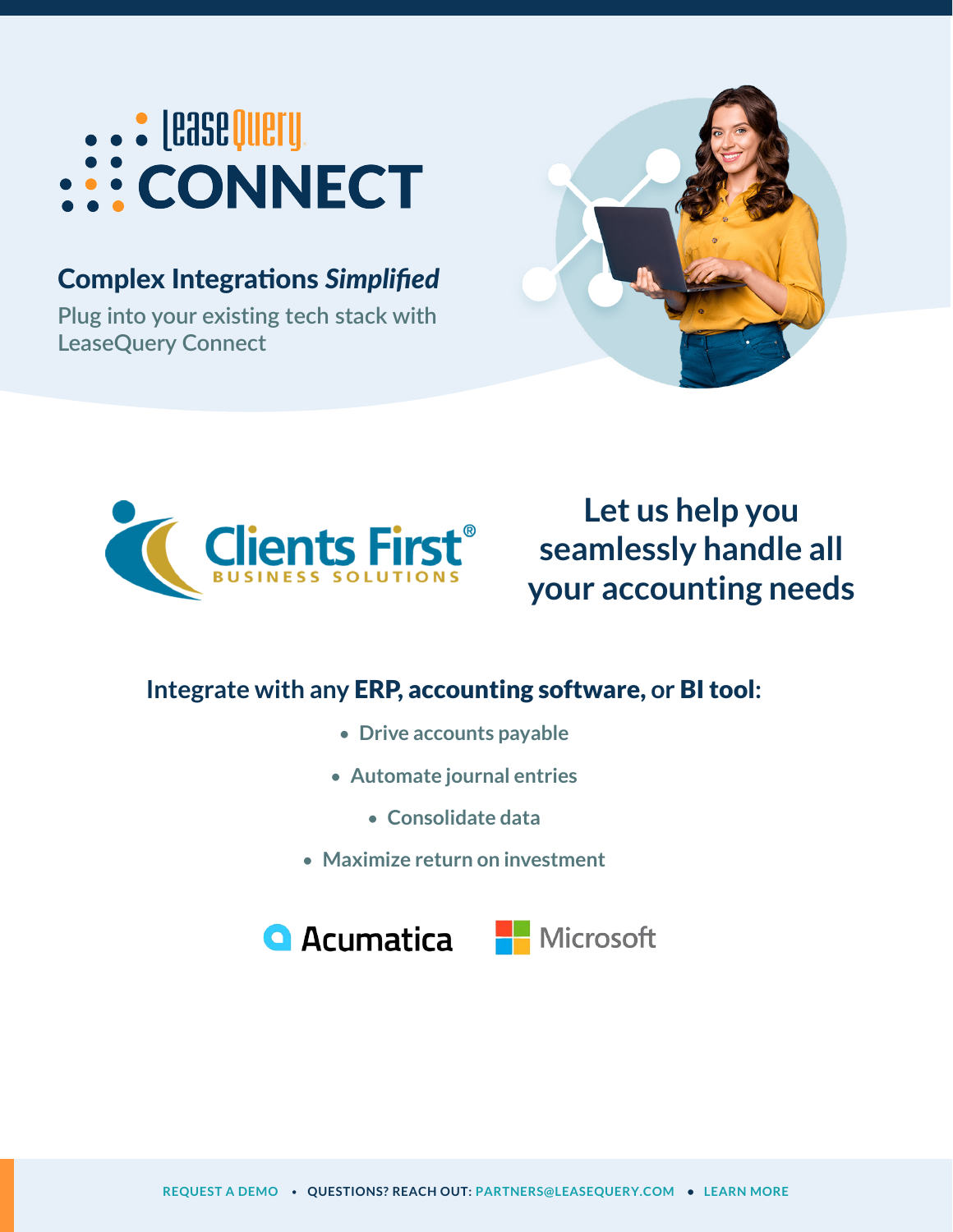# LeaseQuery CONNECT

## Complex Integrations *Simplified*

Plug into your existing tech stack with LeaseQuery Connect

Clients First® BUSINESS SOLUTIONS

## Let us help you seamlessly handle all your accounting needs

### Integrate with any **ERP, accounting software,** or **BI tool**:

- Drive accounts payable
- Automate journal entries
- Consolidate data
- Maximize return on investment

Acumatica Microsoft

REQUEST A DEMO • QUESTIONS? REACH OUT: PARTNERS@LEASEQUERY.COM • LEARN MORE